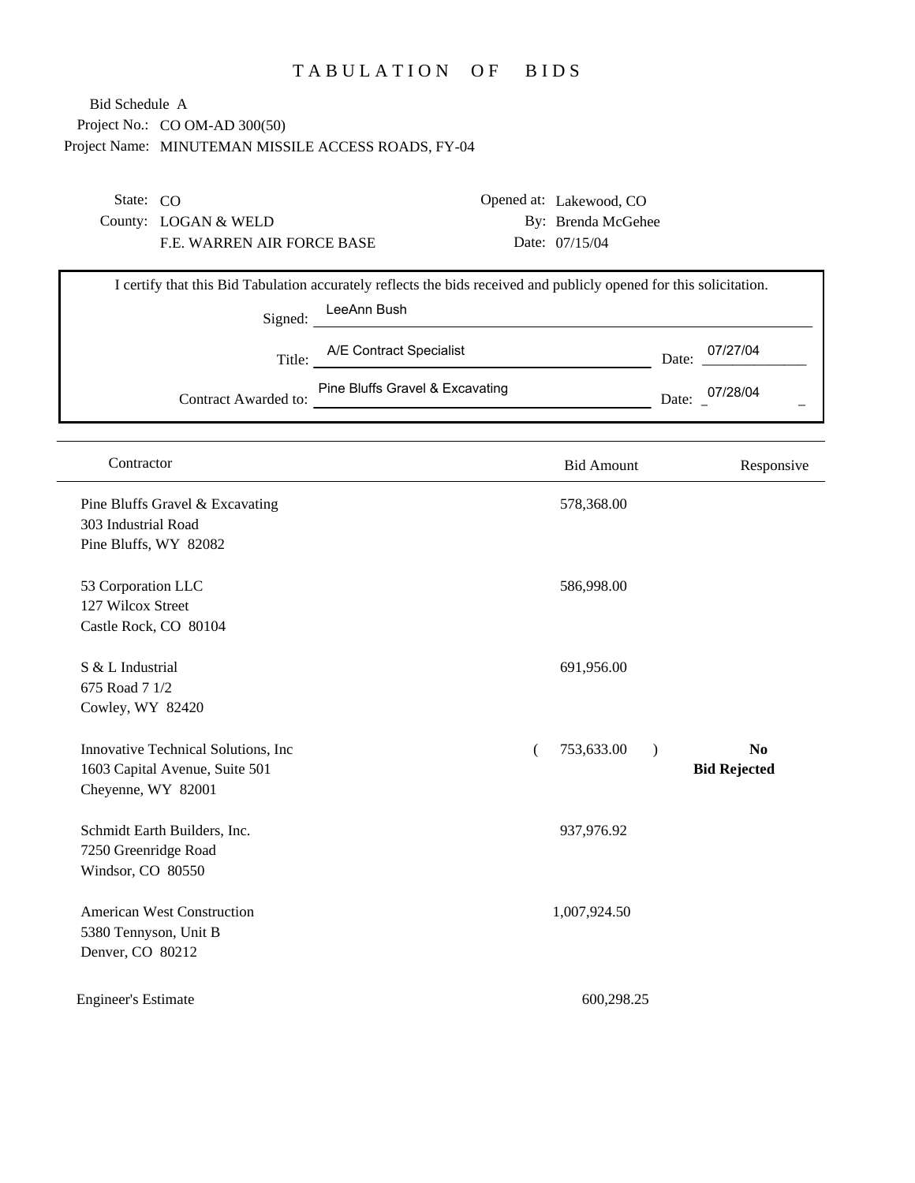# TABULATION OF BIDS

Bid Schedule A
Project No.: CO OM-AD 300(50)
Project Name: MINUTEMAN MISSILE ACCESS ROADS, FY-04

State: CO
County: LOGAN & WELD
F.E. WARREN AIR FORCE BASE

Opened at: Lakewood, CO
By: Brenda McGehee
Date: 07/15/04

I certify that this Bid Tabulation accurately reflects the bids received and publicly opened for this solicitation.

Signed: LeeAnn Bush

Title: A/E Contract Specialist    Date: 07/27/04

Contract Awarded to: Pine Bluffs Gravel & Excavating    Date: 07/28/04

| Contractor | Bid Amount | Responsive |
|---|---|---|
| Pine Bluffs Gravel & Excavating<br>303 Industrial Road<br>Pine Bluffs, WY 82082 | 578,368.00 | |
| 53 Corporation LLC<br>127 Wilcox Street<br>Castle Rock, CO 80104 | 586,998.00 | |
| S & L Industrial<br>675 Road 7 1/2<br>Cowley, WY 82420 | 691,956.00 | |
| Innovative Technical Solutions, Inc<br>1603 Capital Avenue, Suite 501<br>Cheyenne, WY 82001 | ( 753,633.00 ) | **No**<br>**Bid Rejected** |
| Schmidt Earth Builders, Inc.<br>7250 Greenridge Road<br>Windsor, CO 80550 | 937,976.92 | |
| American West Construction<br>5380 Tennyson, Unit B<br>Denver, CO 80212 | 1,007,924.50 | |
| Engineer's Estimate | 600,298.25 | |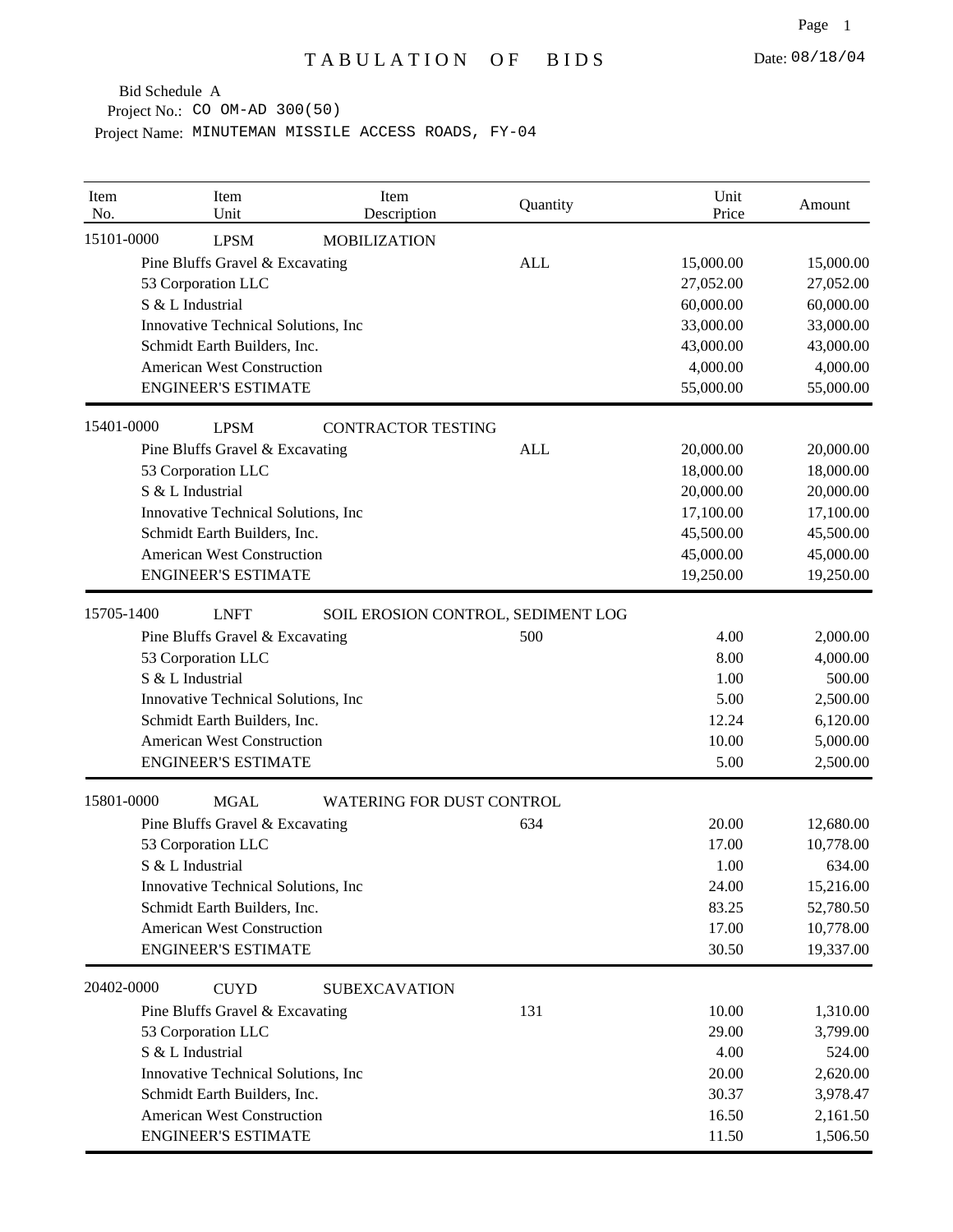# TABULATION OF BIDS

Date: 08/18/04

Bid Schedule A
Project No.: CO OM-AD 300(50)
Project Name: MINUTEMAN MISSILE ACCESS ROADS, FY-04

| Item No. | Item Unit | Item Description | Quantity | Unit Price | Amount |
|---|---|---|---|---|---|
| 15101-0000 | LPSM | MOBILIZATION | | | |
| | Pine Bluffs Gravel & Excavating | | ALL | 15,000.00 | 15,000.00 |
| | 53 Corporation LLC | | | 27,052.00 | 27,052.00 |
| | S & L Industrial | | | 60,000.00 | 60,000.00 |
| | Innovative Technical Solutions, Inc | | | 33,000.00 | 33,000.00 |
| | Schmidt Earth Builders, Inc. | | | 43,000.00 | 43,000.00 |
| | American West Construction | | | 4,000.00 | 4,000.00 |
| | ENGINEER'S ESTIMATE | | | 55,000.00 | 55,000.00 |
| 15401-0000 | LPSM | CONTRACTOR TESTING | | | |
| | Pine Bluffs Gravel & Excavating | | ALL | 20,000.00 | 20,000.00 |
| | 53 Corporation LLC | | | 18,000.00 | 18,000.00 |
| | S & L Industrial | | | 20,000.00 | 20,000.00 |
| | Innovative Technical Solutions, Inc | | | 17,100.00 | 17,100.00 |
| | Schmidt Earth Builders, Inc. | | | 45,500.00 | 45,500.00 |
| | American West Construction | | | 45,000.00 | 45,000.00 |
| | ENGINEER'S ESTIMATE | | | 19,250.00 | 19,250.00 |
| 15705-1400 | LNFT | SOIL EROSION CONTROL, SEDIMENT LOG | | | |
| | Pine Bluffs Gravel & Excavating | | 500 | 4.00 | 2,000.00 |
| | 53 Corporation LLC | | | 8.00 | 4,000.00 |
| | S & L Industrial | | | 1.00 | 500.00 |
| | Innovative Technical Solutions, Inc | | | 5.00 | 2,500.00 |
| | Schmidt Earth Builders, Inc. | | | 12.24 | 6,120.00 |
| | American West Construction | | | 10.00 | 5,000.00 |
| | ENGINEER'S ESTIMATE | | | 5.00 | 2,500.00 |
| 15801-0000 | MGAL | WATERING FOR DUST CONTROL | | | |
| | Pine Bluffs Gravel & Excavating | | 634 | 20.00 | 12,680.00 |
| | 53 Corporation LLC | | | 17.00 | 10,778.00 |
| | S & L Industrial | | | 1.00 | 634.00 |
| | Innovative Technical Solutions, Inc | | | 24.00 | 15,216.00 |
| | Schmidt Earth Builders, Inc. | | | 83.25 | 52,780.50 |
| | American West Construction | | | 17.00 | 10,778.00 |
| | ENGINEER'S ESTIMATE | | | 30.50 | 19,337.00 |
| 20402-0000 | CUYD | SUBEXCAVATION | | | |
| | Pine Bluffs Gravel & Excavating | | 131 | 10.00 | 1,310.00 |
| | 53 Corporation LLC | | | 29.00 | 3,799.00 |
| | S & L Industrial | | | 4.00 | 524.00 |
| | Innovative Technical Solutions, Inc | | | 20.00 | 2,620.00 |
| | Schmidt Earth Builders, Inc. | | | 30.37 | 3,978.47 |
| | American West Construction | | | 16.50 | 2,161.50 |
| | ENGINEER'S ESTIMATE | | | 11.50 | 1,506.50 |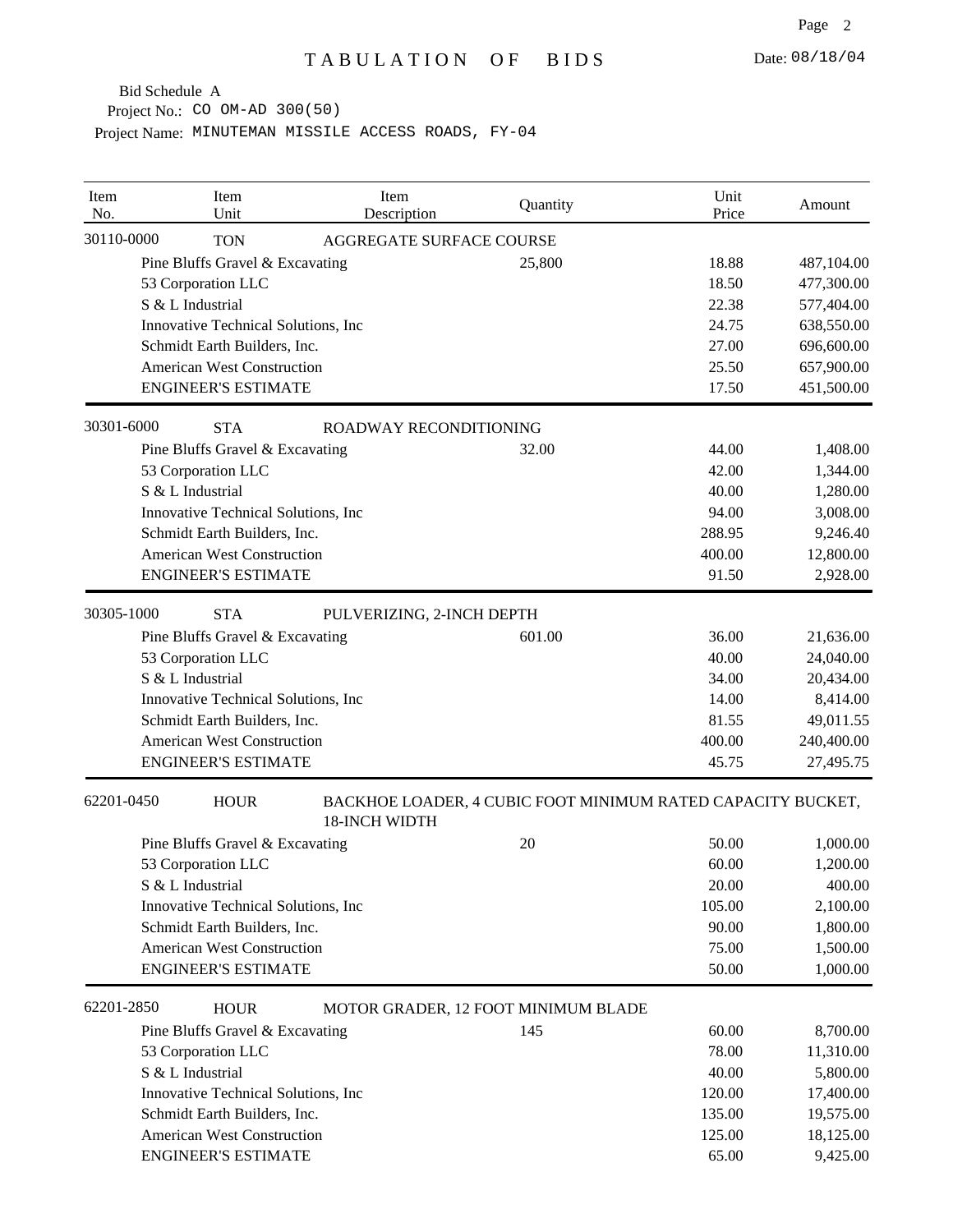# TABULATION OF BIDS

Date: 08/18/04

Bid Schedule A
Project No.: CO OM-AD 300(50)
Project Name: MINUTEMAN MISSILE ACCESS ROADS, FY-04

| Item No. | Item Unit | Item Description | Quantity | Unit Price | Amount |
|---|---|---|---|---|---|
| 30110-0000 | TON | AGGREGATE SURFACE COURSE | | | |
| | Pine Bluffs Gravel & Excavating | | 25,800 | 18.88 | 487,104.00 |
| | 53 Corporation LLC | | | 18.50 | 477,300.00 |
| | S & L Industrial | | | 22.38 | 577,404.00 |
| | Innovative Technical Solutions, Inc | | | 24.75 | 638,550.00 |
| | Schmidt Earth Builders, Inc. | | | 27.00 | 696,600.00 |
| | American West Construction | | | 25.50 | 657,900.00 |
| | ENGINEER'S ESTIMATE | | | 17.50 | 451,500.00 |
| 30301-6000 | STA | ROADWAY RECONDITIONING | | | |
| | Pine Bluffs Gravel & Excavating | | 32.00 | 44.00 | 1,408.00 |
| | 53 Corporation LLC | | | 42.00 | 1,344.00 |
| | S & L Industrial | | | 40.00 | 1,280.00 |
| | Innovative Technical Solutions, Inc | | | 94.00 | 3,008.00 |
| | Schmidt Earth Builders, Inc. | | | 288.95 | 9,246.40 |
| | American West Construction | | | 400.00 | 12,800.00 |
| | ENGINEER'S ESTIMATE | | | 91.50 | 2,928.00 |
| 30305-1000 | STA | PULVERIZING, 2-INCH DEPTH | | | |
| | Pine Bluffs Gravel & Excavating | | 601.00 | 36.00 | 21,636.00 |
| | 53 Corporation LLC | | | 40.00 | 24,040.00 |
| | S & L Industrial | | | 34.00 | 20,434.00 |
| | Innovative Technical Solutions, Inc | | | 14.00 | 8,414.00 |
| | Schmidt Earth Builders, Inc. | | | 81.55 | 49,011.55 |
| | American West Construction | | | 400.00 | 240,400.00 |
| | ENGINEER'S ESTIMATE | | | 45.75 | 27,495.75 |
| 62201-0450 | HOUR | BACKHOE LOADER, 4 CUBIC FOOT MINIMUM RATED CAPACITY BUCKET, 18-INCH WIDTH | | | |
| | Pine Bluffs Gravel & Excavating | | 20 | 50.00 | 1,000.00 |
| | 53 Corporation LLC | | | 60.00 | 1,200.00 |
| | S & L Industrial | | | 20.00 | 400.00 |
| | Innovative Technical Solutions, Inc | | | 105.00 | 2,100.00 |
| | Schmidt Earth Builders, Inc. | | | 90.00 | 1,800.00 |
| | American West Construction | | | 75.00 | 1,500.00 |
| | ENGINEER'S ESTIMATE | | | 50.00 | 1,000.00 |
| 62201-2850 | HOUR | MOTOR GRADER, 12 FOOT MINIMUM BLADE | | | |
| | Pine Bluffs Gravel & Excavating | | 145 | 60.00 | 8,700.00 |
| | 53 Corporation LLC | | | 78.00 | 11,310.00 |
| | S & L Industrial | | | 40.00 | 5,800.00 |
| | Innovative Technical Solutions, Inc | | | 120.00 | 17,400.00 |
| | Schmidt Earth Builders, Inc. | | | 135.00 | 19,575.00 |
| | American West Construction | | | 125.00 | 18,125.00 |
| | ENGINEER'S ESTIMATE | | | 65.00 | 9,425.00 |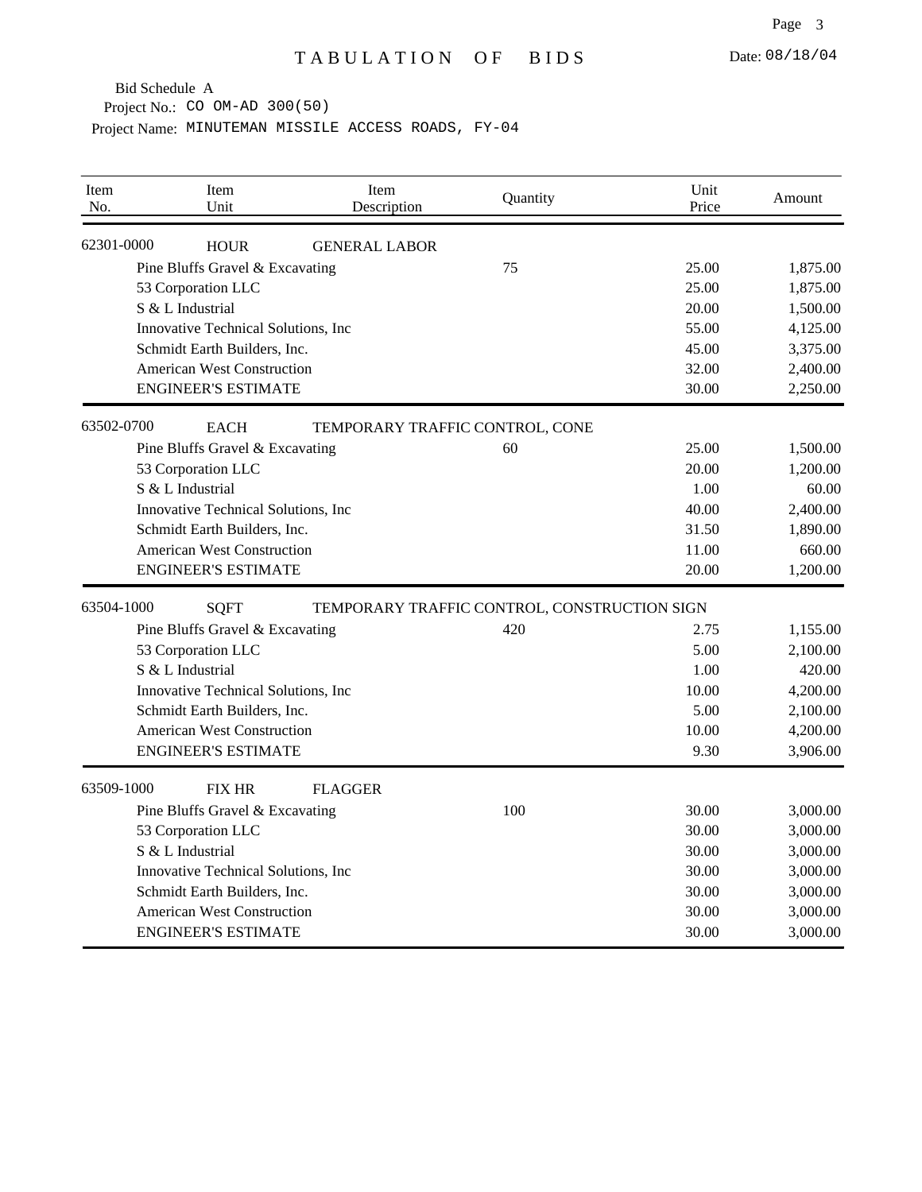# TABULATION OF BIDS

Date: 08/18/04

Bid Schedule A

Project No.: CO OM-AD 300(50)

Project Name: MINUTEMAN MISSILE ACCESS ROADS, FY-04

| Item No. | Item Unit | Item Description | Quantity | Unit Price | Amount |
|---|---|---|---|---|---|
| 62301-0000 | HOUR | GENERAL LABOR | | | |
| | Pine Bluffs Gravel & Excavating | | 75 | 25.00 | 1,875.00 |
| | 53 Corporation LLC | | | 25.00 | 1,875.00 |
| | S & L Industrial | | | 20.00 | 1,500.00 |
| | Innovative Technical Solutions, Inc | | | 55.00 | 4,125.00 |
| | Schmidt Earth Builders, Inc. | | | 45.00 | 3,375.00 |
| | American West Construction | | | 32.00 | 2,400.00 |
| | ENGINEER'S ESTIMATE | | | 30.00 | 2,250.00 |
| 63502-0700 | EACH | TEMPORARY TRAFFIC CONTROL, CONE | | | |
| | Pine Bluffs Gravel & Excavating | | 60 | 25.00 | 1,500.00 |
| | 53 Corporation LLC | | | 20.00 | 1,200.00 |
| | S & L Industrial | | | 1.00 | 60.00 |
| | Innovative Technical Solutions, Inc | | | 40.00 | 2,400.00 |
| | Schmidt Earth Builders, Inc. | | | 31.50 | 1,890.00 |
| | American West Construction | | | 11.00 | 660.00 |
| | ENGINEER'S ESTIMATE | | | 20.00 | 1,200.00 |
| 63504-1000 | SQFT | TEMPORARY TRAFFIC CONTROL, CONSTRUCTION SIGN | | | |
| | Pine Bluffs Gravel & Excavating | | 420 | 2.75 | 1,155.00 |
| | 53 Corporation LLC | | | 5.00 | 2,100.00 |
| | S & L Industrial | | | 1.00 | 420.00 |
| | Innovative Technical Solutions, Inc | | | 10.00 | 4,200.00 |
| | Schmidt Earth Builders, Inc. | | | 5.00 | 2,100.00 |
| | American West Construction | | | 10.00 | 4,200.00 |
| | ENGINEER'S ESTIMATE | | | 9.30 | 3,906.00 |
| 63509-1000 | FIX HR | FLAGGER | | | |
| | Pine Bluffs Gravel & Excavating | | 100 | 30.00 | 3,000.00 |
| | 53 Corporation LLC | | | 30.00 | 3,000.00 |
| | S & L Industrial | | | 30.00 | 3,000.00 |
| | Innovative Technical Solutions, Inc | | | 30.00 | 3,000.00 |
| | Schmidt Earth Builders, Inc. | | | 30.00 | 3,000.00 |
| | American West Construction | | | 30.00 | 3,000.00 |
| | ENGINEER'S ESTIMATE | | | 30.00 | 3,000.00 |